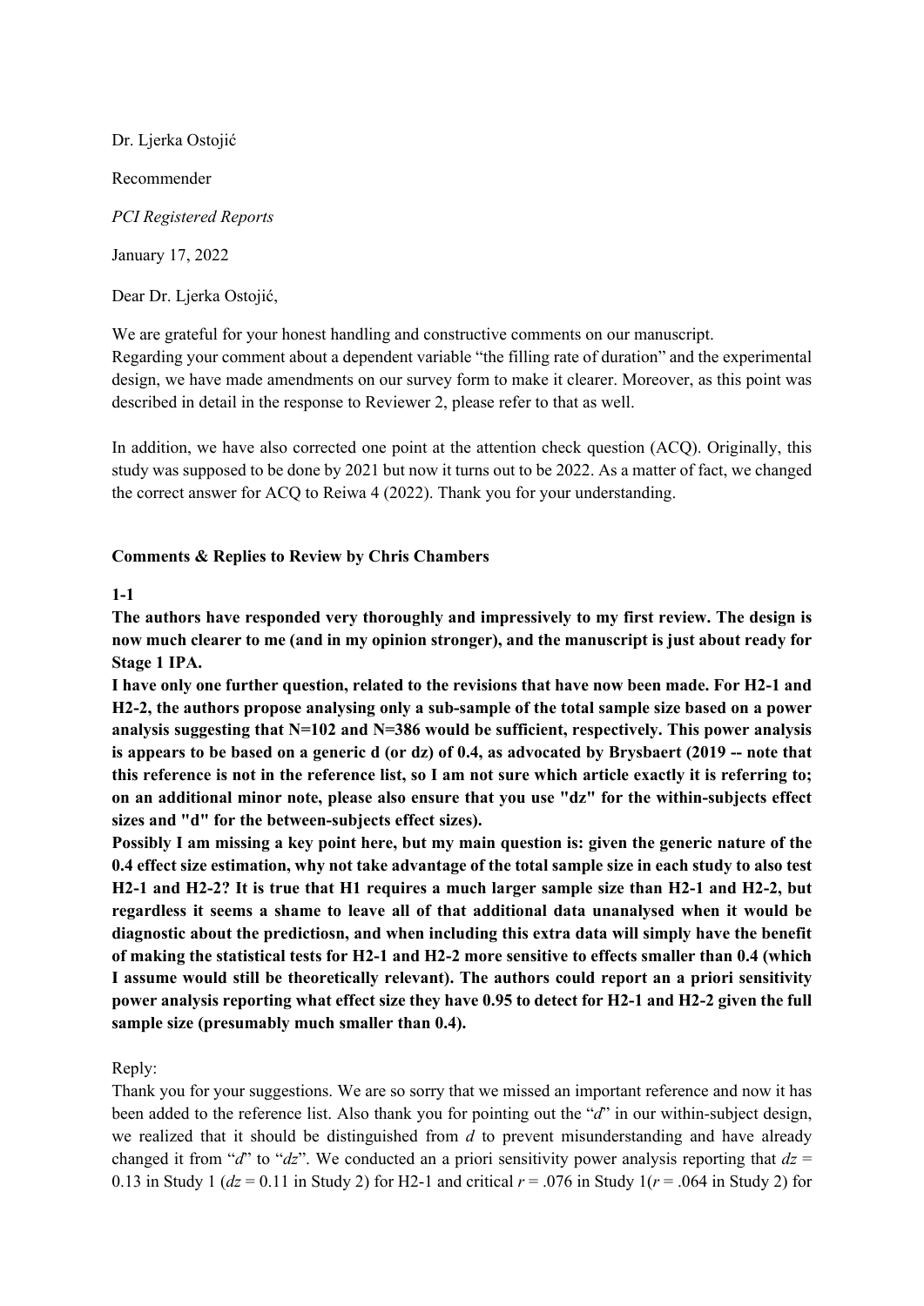Dr. Ljerka Ostojić

Recommender

*PCI Registered Reports*

January 17, 2022

Dear Dr. Ljerka Ostojić,

We are grateful for your honest handling and constructive comments on our manuscript.
Regarding your comment about a dependent variable "the filling rate of duration" and the experimental design, we have made amendments on our survey form to make it clearer. Moreover, as this point was described in detail in the response to Reviewer 2, please refer to that as well.

In addition, we have also corrected one point at the attention check question (ACQ). Originally, this study was supposed to be done by 2021 but now it turns out to be 2022. As a matter of fact, we changed the correct answer for ACQ to Reiwa 4 (2022). Thank you for your understanding.

**Comments & Replies to Review by Chris Chambers**

**1-1**

**The authors have responded very thoroughly and impressively to my first review. The design is now much clearer to me (and in my opinion stronger), and the manuscript is just about ready for Stage 1 IPA.**

**I have only one further question, related to the revisions that have now been made. For H2-1 and H2-2, the authors propose analysing only a sub-sample of the total sample size based on a power analysis suggesting that N=102 and N=386 would be sufficient, respectively. This power analysis is appears to be based on a generic d (or dz) of 0.4, as advocated by Brysbaert (2019 -- note that this reference is not in the reference list, so I am not sure which article exactly it is referring to; on an additional minor note, please also ensure that you use "dz" for the within-subjects effect sizes and "d" for the between-subjects effect sizes).**

**Possibly I am missing a key point here, but my main question is: given the generic nature of the 0.4 effect size estimation, why not take advantage of the total sample size in each study to also test H2-1 and H2-2? It is true that H1 requires a much larger sample size than H2-1 and H2-2, but regardless it seems a shame to leave all of that additional data unanalysed when it would be diagnostic about the predictiosn, and when including this extra data will simply have the benefit of making the statistical tests for H2-1 and H2-2 more sensitive to effects smaller than 0.4 (which I assume would still be theoretically relevant). The authors could report an a priori sensitivity power analysis reporting what effect size they have 0.95 to detect for H2-1 and H2-2 given the full sample size (presumably much smaller than 0.4).**

Reply:
Thank you for your suggestions. We are so sorry that we missed an important reference and now it has been added to the reference list. Also thank you for pointing out the "*d*" in our within-subject design, we realized that it should be distinguished from *d* to prevent misunderstanding and have already changed it from "*d*" to "*dz*". We conducted an a priori sensitivity power analysis reporting that $dz$ = 0.13 in Study 1 ($dz$ = 0.11 in Study 2) for H2-1 and critical $r$ = .076 in Study 1($r$ = .064 in Study 2) for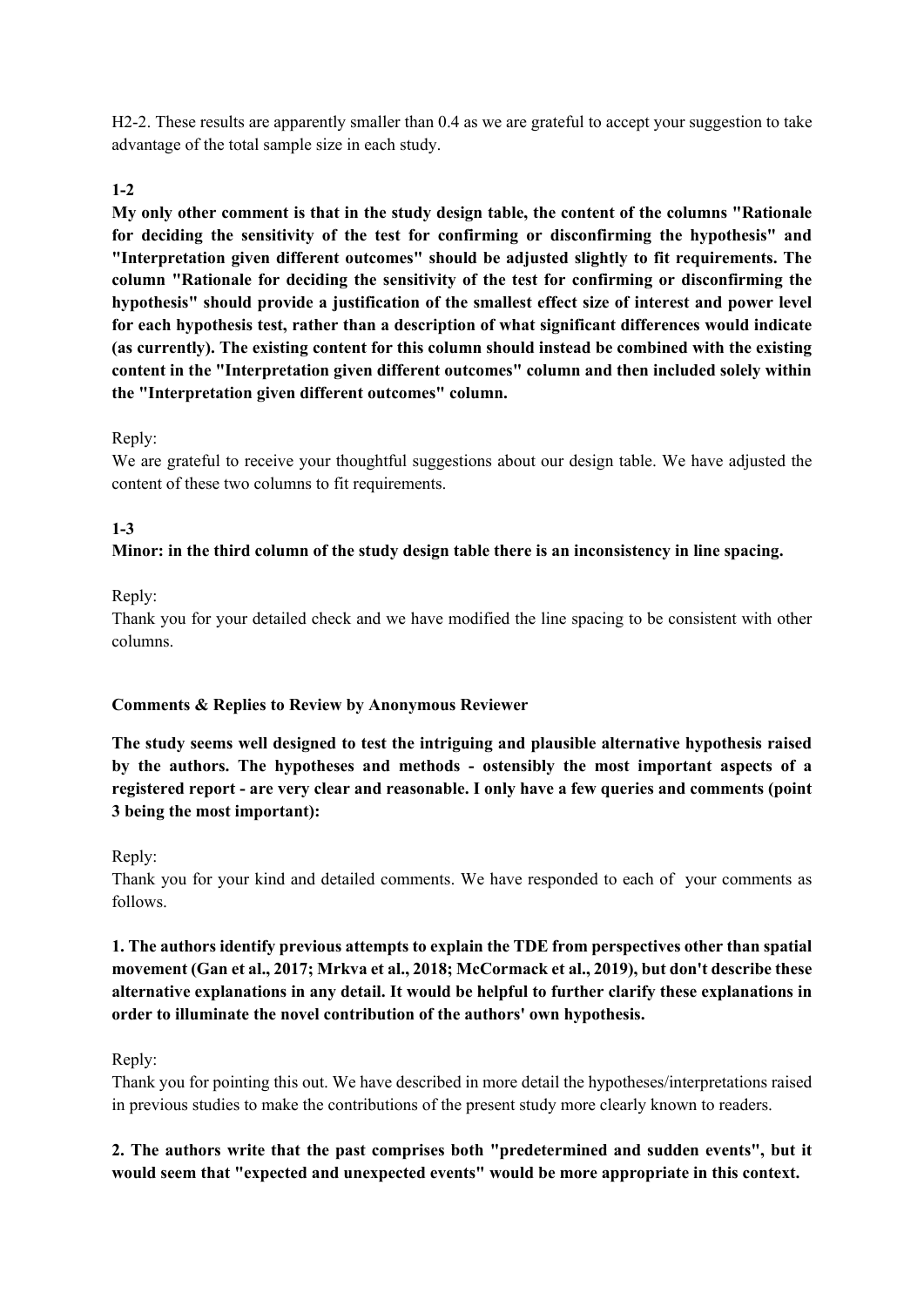H2-2. These results are apparently smaller than 0.4 as we are grateful to accept your suggestion to take advantage of the total sample size in each study.

**1-2**

**My only other comment is that in the study design table, the content of the columns "Rationale for deciding the sensitivity of the test for confirming or disconfirming the hypothesis" and "Interpretation given different outcomes" should be adjusted slightly to fit requirements. The column "Rationale for deciding the sensitivity of the test for confirming or disconfirming the hypothesis" should provide a justification of the smallest effect size of interest and power level for each hypothesis test, rather than a description of what significant differences would indicate (as currently). The existing content for this column should instead be combined with the existing content in the "Interpretation given different outcomes" column and then included solely within the "Interpretation given different outcomes" column.**

Reply:

We are grateful to receive your thoughtful suggestions about our design table. We have adjusted the content of these two columns to fit requirements.

**1-3**

**Minor: in the third column of the study design table there is an inconsistency in line spacing.**

Reply:

Thank you for your detailed check and we have modified the line spacing to be consistent with other columns.

**Comments & Replies to Review by Anonymous Reviewer**

**The study seems well designed to test the intriguing and plausible alternative hypothesis raised by the authors. The hypotheses and methods - ostensibly the most important aspects of a registered report - are very clear and reasonable. I only have a few queries and comments (point 3 being the most important):**

Reply:

Thank you for your kind and detailed comments. We have responded to each of your comments as follows.

**1. The authors identify previous attempts to explain the TDE from perspectives other than spatial movement (Gan et al., 2017; Mrkva et al., 2018; McCormack et al., 2019), but don't describe these alternative explanations in any detail. It would be helpful to further clarify these explanations in order to illuminate the novel contribution of the authors' own hypothesis.**

Reply:

Thank you for pointing this out. We have described in more detail the hypotheses/interpretations raised in previous studies to make the contributions of the present study more clearly known to readers.

**2. The authors write that the past comprises both "predetermined and sudden events", but it would seem that "expected and unexpected events" would be more appropriate in this context.**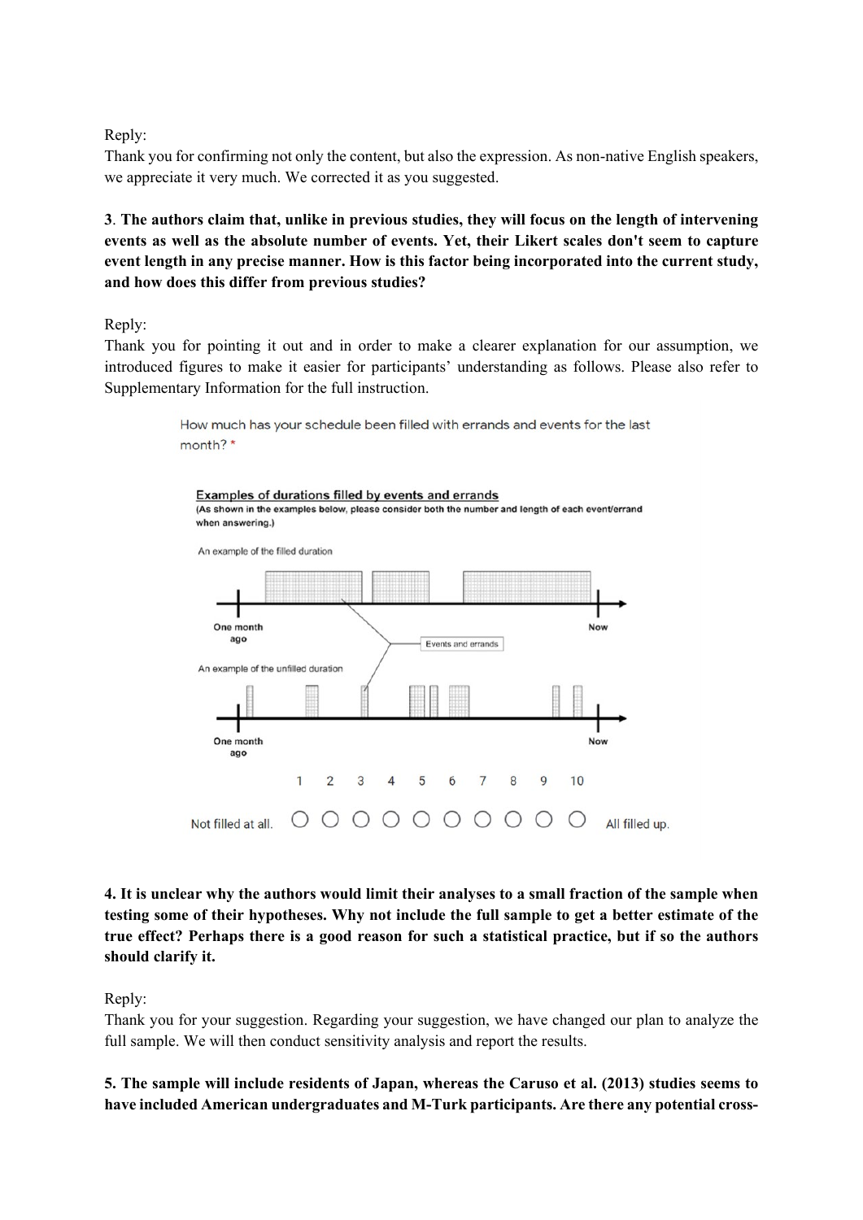Reply:
Thank you for confirming not only the content, but also the expression. As non-native English speakers, we appreciate it very much. We corrected it as you suggested.

**3. The authors claim that, unlike in previous studies, they will focus on the length of intervening events as well as the absolute number of events. Yet, their Likert scales don't seem to capture event length in any precise manner. How is this factor being incorporated into the current study, and how does this differ from previous studies?**

Reply:
Thank you for pointing it out and in order to make a clearer explanation for our assumption, we introduced figures to make it easier for participants' understanding as follows. Please also refer to Supplementary Information for the full instruction.

How much has your schedule been filled with errands and events for the last month? *

**Examples of durations filled by events and errands**
**(As shown in the examples below, please consider both the number and length of each event/errand when answering.)**

An example of the filled duration

One month ago — Now

Events and errands

An example of the unfilled duration

One month ago — Now

| | 1 | 2 | 3 | 4 | 5 | 6 | 7 | 8 | 9 | 10 | |
|---|---|---|---|---|---|---|---|---|---|---|---|
| Not filled at all. | ○ | ○ | ○ | ○ | ○ | ○ | ○ | ○ | ○ | ○ | All filled up. |

**4. It is unclear why the authors would limit their analyses to a small fraction of the sample when testing some of their hypotheses. Why not include the full sample to get a better estimate of the true effect? Perhaps there is a good reason for such a statistical practice, but if so the authors should clarify it.**

Reply:
Thank you for your suggestion. Regarding your suggestion, we have changed our plan to analyze the full sample. We will then conduct sensitivity analysis and report the results.

**5. The sample will include residents of Japan, whereas the Caruso et al. (2013) studies seems to have included American undergraduates and M-Turk participants. Are there any potential cross-**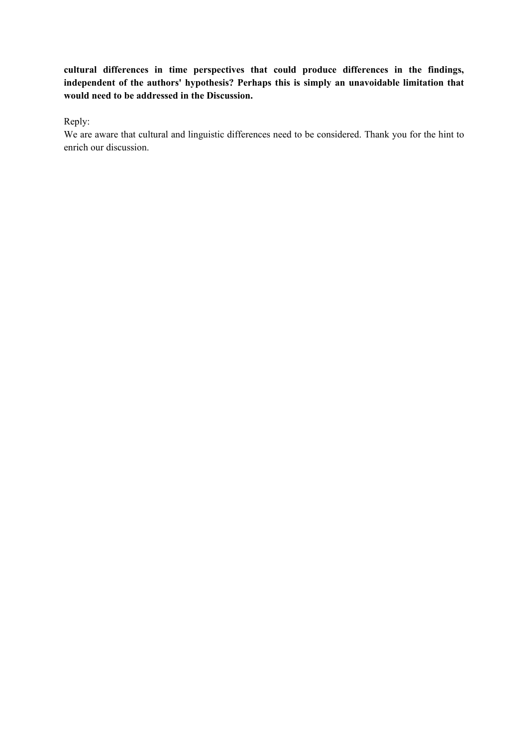**cultural differences in time perspectives that could produce differences in the findings, independent of the authors' hypothesis? Perhaps this is simply an unavoidable limitation that would need to be addressed in the Discussion.**

Reply:
We are aware that cultural and linguistic differences need to be considered. Thank you for the hint to enrich our discussion.